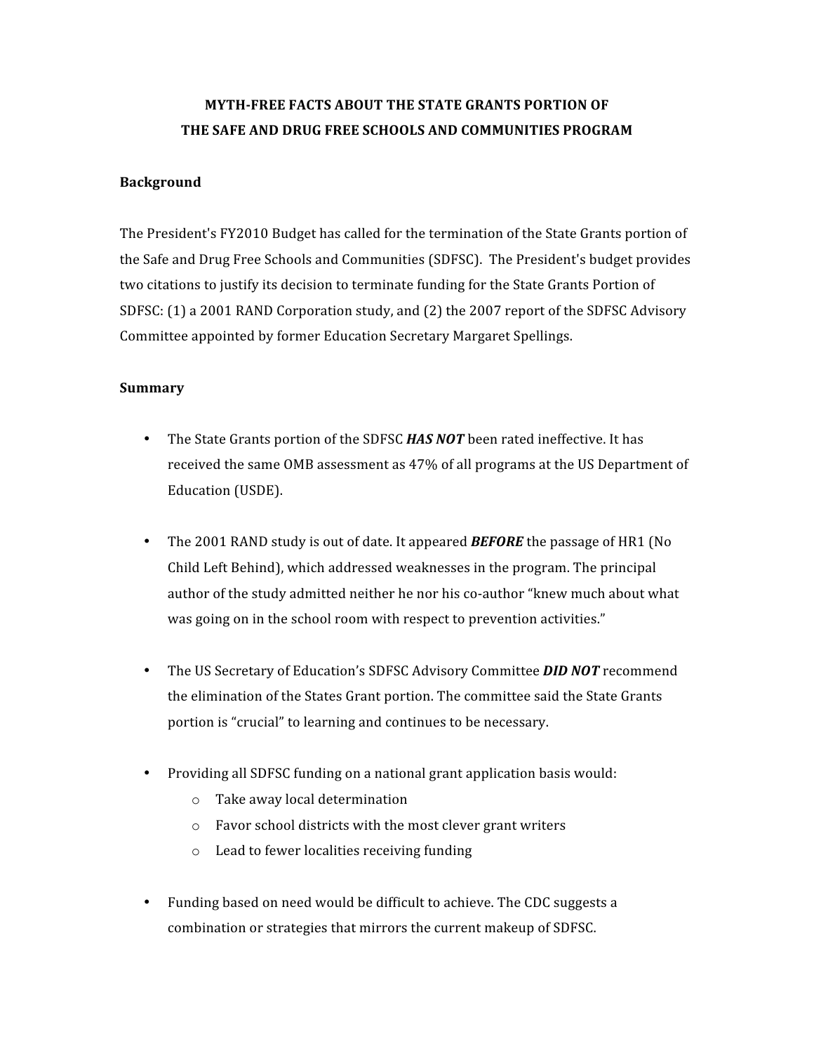# MYTH-FREE FACTS ABOUT THE STATE GRANTS PORTION OF THE SAFE AND DRUG FREE SCHOOLS AND COMMUNITIES PROGRAM

**Background**

The President's FY2010 Budget has called for the termination of the State Grants portion of the Safe and Drug Free Schools and Communities (SDFSC). The President's budget provides two citations to justify its decision to terminate funding for the State Grants Portion of SDFSC: (1) a 2001 RAND Corporation study, and (2) the 2007 report of the SDFSC Advisory Committee appointed by former Education Secretary Margaret Spellings.

**Summary**

- The State Grants portion of the SDFSC ***HAS NOT*** been rated ineffective. It has received the same OMB assessment as 47% of all programs at the US Department of Education (USDE).

- The 2001 RAND study is out of date. It appeared ***BEFORE*** the passage of HR1 (No Child Left Behind), which addressed weaknesses in the program. The principal author of the study admitted neither he nor his co-author "knew much about what was going on in the school room with respect to prevention activities."

- The US Secretary of Education's SDFSC Advisory Committee ***DID NOT*** recommend the elimination of the States Grant portion. The committee said the State Grants portion is "crucial" to learning and continues to be necessary.

- Providing all SDFSC funding on a national grant application basis would:
  - Take away local determination
  - Favor school districts with the most clever grant writers
  - Lead to fewer localities receiving funding

- Funding based on need would be difficult to achieve. The CDC suggests a combination or strategies that mirrors the current makeup of SDFSC.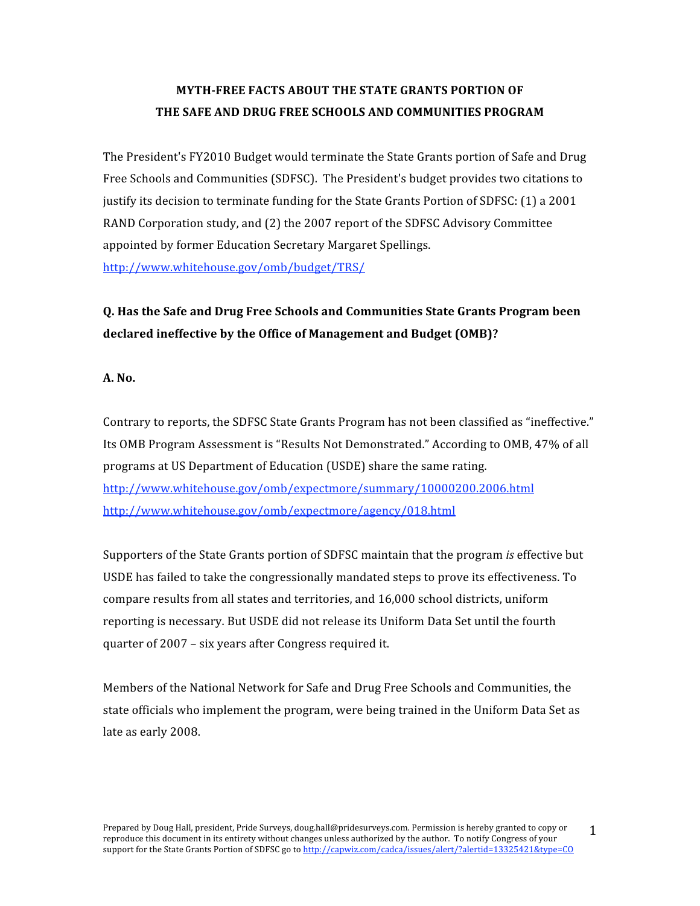**MYTH-FREE FACTS ABOUT THE STATE GRANTS PORTION OF THE SAFE AND DRUG FREE SCHOOLS AND COMMUNITIES PROGRAM**

The President's FY2010 Budget would terminate the State Grants portion of Safe and Drug Free Schools and Communities (SDFSC). The President's budget provides two citations to justify its decision to terminate funding for the State Grants Portion of SDFSC: (1) a 2001 RAND Corporation study, and (2) the 2007 report of the SDFSC Advisory Committee appointed by former Education Secretary Margaret Spellings.
http://www.whitehouse.gov/omb/budget/TRS/

**Q. Has the Safe and Drug Free Schools and Communities State Grants Program been declared ineffective by the Office of Management and Budget (OMB)?**

**A. No.**

Contrary to reports, the SDFSC State Grants Program has not been classified as "ineffective." Its OMB Program Assessment is "Results Not Demonstrated." According to OMB, 47% of all programs at US Department of Education (USDE) share the same rating.
http://www.whitehouse.gov/omb/expectmore/summary/10000200.2006.html
http://www.whitehouse.gov/omb/expectmore/agency/018.html

Supporters of the State Grants portion of SDFSC maintain that the program *is* effective but USDE has failed to take the congressionally mandated steps to prove its effectiveness. To compare results from all states and territories, and 16,000 school districts, uniform reporting is necessary. But USDE did not release its Uniform Data Set until the fourth quarter of 2007 – six years after Congress required it.

Members of the National Network for Safe and Drug Free Schools and Communities, the state officials who implement the program, were being trained in the Uniform Data Set as late as early 2008.

Prepared by Doug Hall, president, Pride Surveys, doug.hall@pridesurveys.com. Permission is hereby granted to copy or reproduce this document in its entirety without changes unless authorized by the author. To notify Congress of your support for the State Grants Portion of SDFSC go to http://capwiz.com/cadca/issues/alert/?alertid=13325421&type=CO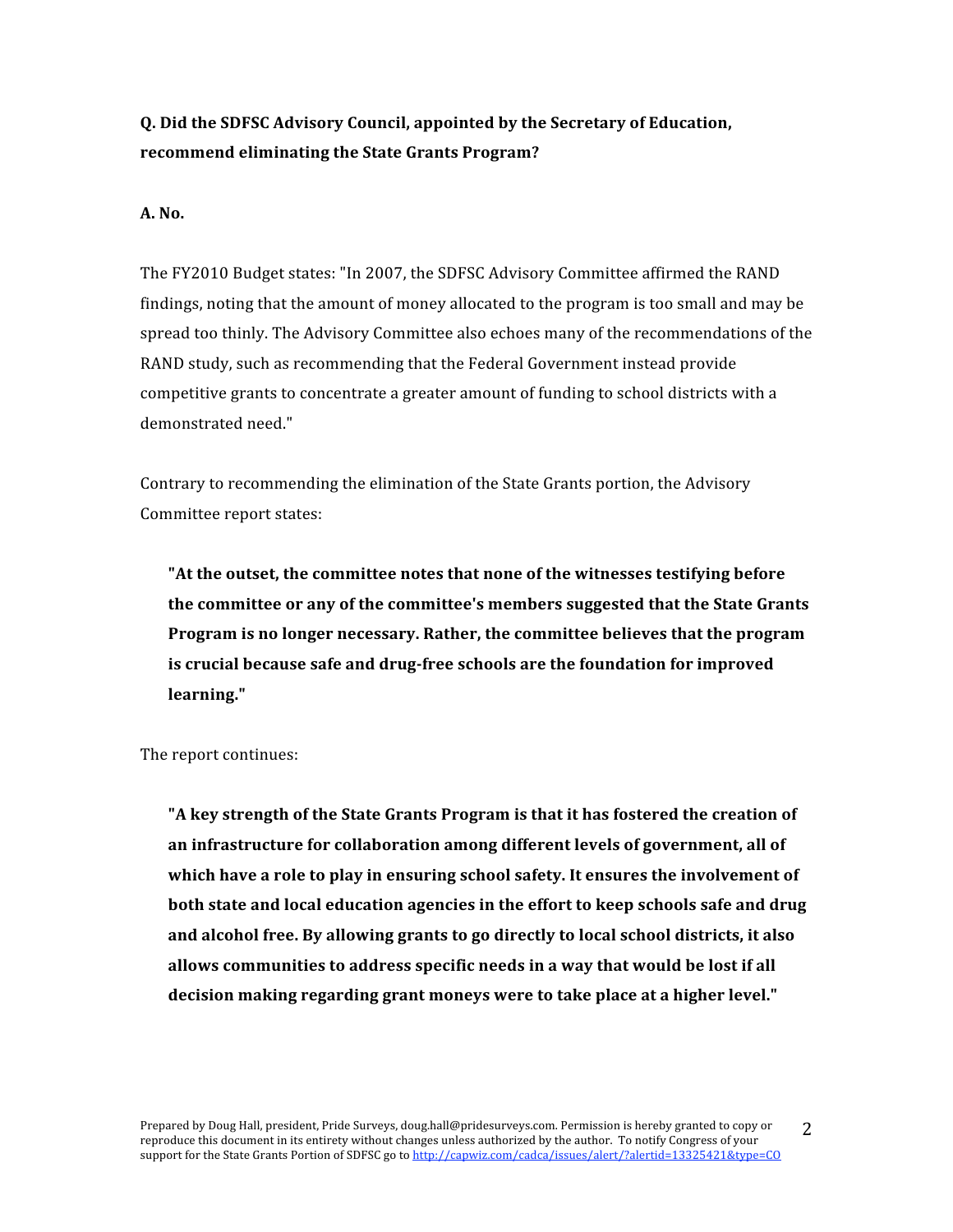**Q. Did the SDFSC Advisory Council, appointed by the Secretary of Education, recommend eliminating the State Grants Program?**

**A. No.**

The FY2010 Budget states: "In 2007, the SDFSC Advisory Committee affirmed the RAND findings, noting that the amount of money allocated to the program is too small and may be spread too thinly. The Advisory Committee also echoes many of the recommendations of the RAND study, such as recommending that the Federal Government instead provide competitive grants to concentrate a greater amount of funding to school districts with a demonstrated need."

Contrary to recommending the elimination of the State Grants portion, the Advisory Committee report states:

> **"At the outset, the committee notes that none of the witnesses testifying before the committee or any of the committee's members suggested that the State Grants Program is no longer necessary. Rather, the committee believes that the program is crucial because safe and drug-free schools are the foundation for improved learning."**

The report continues:

> **"A key strength of the State Grants Program is that it has fostered the creation of an infrastructure for collaboration among different levels of government, all of which have a role to play in ensuring school safety. It ensures the involvement of both state and local education agencies in the effort to keep schools safe and drug and alcohol free. By allowing grants to go directly to local school districts, it also allows communities to address specific needs in a way that would be lost if all decision making regarding grant moneys were to take place at a higher level."**

Prepared by Doug Hall, president, Pride Surveys, doug.hall@pridesurveys.com. Permission is hereby granted to copy or reproduce this document in its entirety without changes unless authorized by the author. To notify Congress of your support for the State Grants Portion of SDFSC go to http://capwiz.com/cadca/issues/alert/?alertid=13325421&type=CO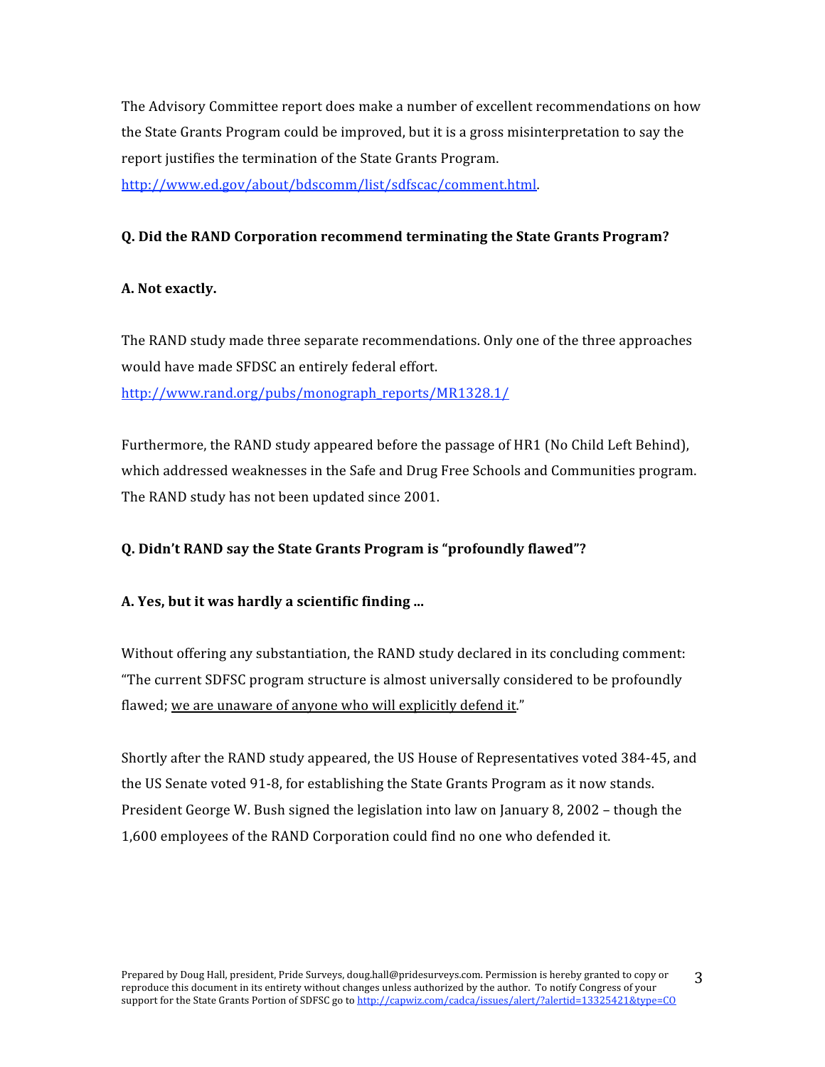The Advisory Committee report does make a number of excellent recommendations on how the State Grants Program could be improved, but it is a gross misinterpretation to say the report justifies the termination of the State Grants Program. http://www.ed.gov/about/bdscomm/list/sdfscac/comment.html.

**Q. Did the RAND Corporation recommend terminating the State Grants Program?**

**A. Not exactly.**

The RAND study made three separate recommendations. Only one of the three approaches would have made SFDSC an entirely federal effort. http://www.rand.org/pubs/monograph_reports/MR1328.1/

Furthermore, the RAND study appeared before the passage of HR1 (No Child Left Behind), which addressed weaknesses in the Safe and Drug Free Schools and Communities program. The RAND study has not been updated since 2001.

**Q. Didn't RAND say the State Grants Program is "profoundly flawed"?**

**A. Yes, but it was hardly a scientific finding …**

Without offering any substantiation, the RAND study declared in its concluding comment: "The current SDFSC program structure is almost universally considered to be profoundly flawed; <u>we are unaware of anyone who will explicitly defend it</u>."

Shortly after the RAND study appeared, the US House of Representatives voted 384-45, and the US Senate voted 91-8, for establishing the State Grants Program as it now stands. President George W. Bush signed the legislation into law on January 8, 2002 – though the 1,600 employees of the RAND Corporation could find no one who defended it.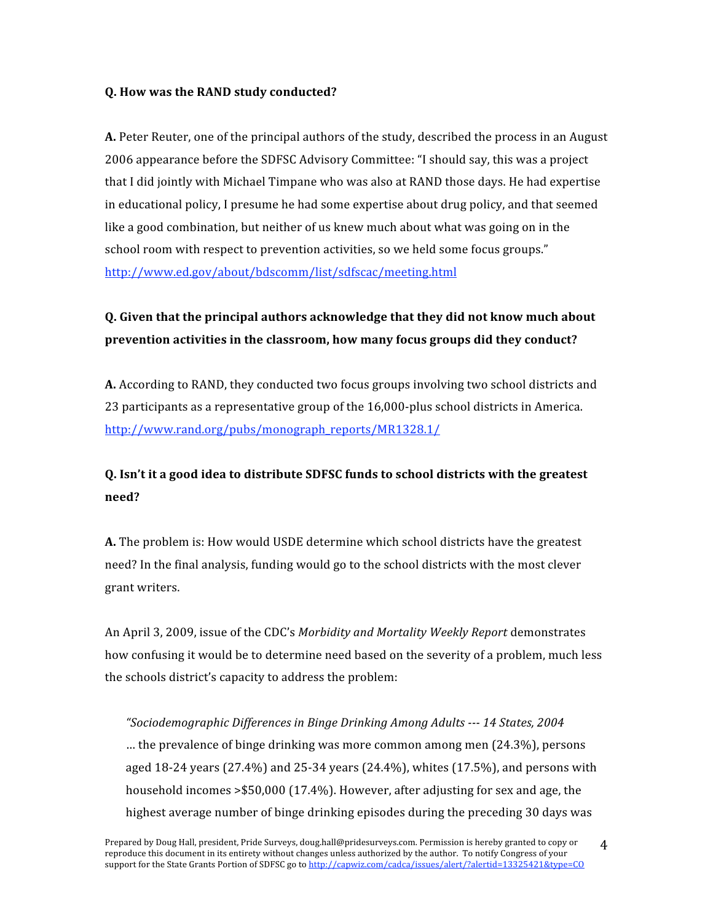**Q. How was the RAND study conducted?**

**A.** Peter Reuter, one of the principal authors of the study, described the process in an August 2006 appearance before the SDFSC Advisory Committee: "I should say, this was a project that I did jointly with Michael Timpane who was also at RAND those days. He had expertise in educational policy, I presume he had some expertise about drug policy, and that seemed like a good combination, but neither of us knew much about what was going on in the school room with respect to prevention activities, so we held some focus groups." http://www.ed.gov/about/bdscomm/list/sdfscac/meeting.html

**Q. Given that the principal authors acknowledge that they did not know much about prevention activities in the classroom, how many focus groups did they conduct?**

**A.** According to RAND, they conducted two focus groups involving two school districts and 23 participants as a representative group of the 16,000-plus school districts in America. http://www.rand.org/pubs/monograph_reports/MR1328.1/

**Q. Isn't it a good idea to distribute SDFSC funds to school districts with the greatest need?**

**A.** The problem is: How would USDE determine which school districts have the greatest need? In the final analysis, funding would go to the school districts with the most clever grant writers.

An April 3, 2009, issue of the CDC's *Morbidity and Mortality Weekly Report* demonstrates how confusing it would be to determine need based on the severity of a problem, much less the schools district's capacity to address the problem:

> *"Sociodemographic Differences in Binge Drinking Among Adults --- 14 States, 2004*
> … the prevalence of binge drinking was more common among men (24.3%), persons aged 18-24 years (27.4%) and 25-34 years (24.4%), whites (17.5%), and persons with household incomes >$50,000 (17.4%). However, after adjusting for sex and age, the highest average number of binge drinking episodes during the preceding 30 days was

Prepared by Doug Hall, president, Pride Surveys, doug.hall@pridesurveys.com. Permission is hereby granted to copy or reproduce this document in its entirety without changes unless authorized by the author. To notify Congress of your support for the State Grants Portion of SDFSC go to http://capwiz.com/cadca/issues/alert/?alertid=13325421&type=CO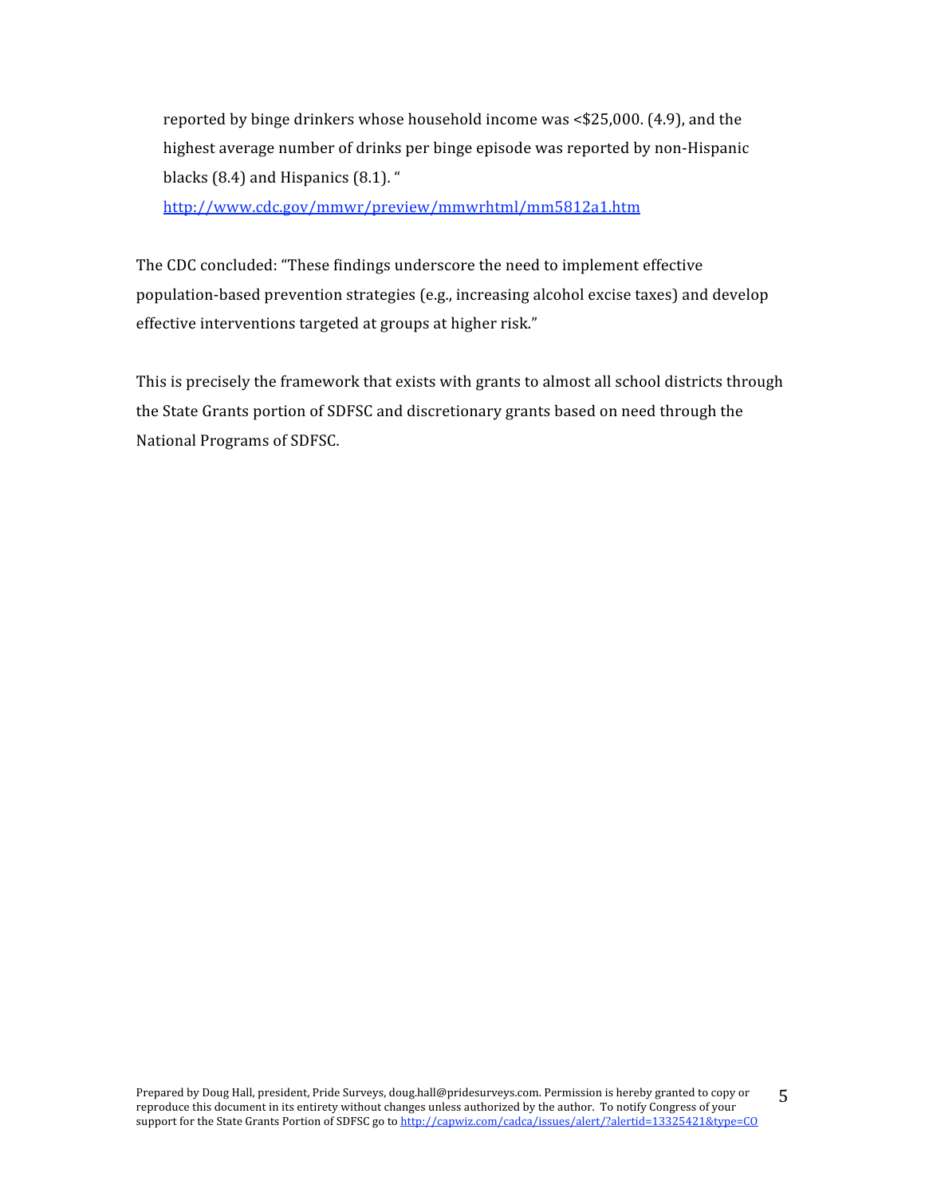reported by binge drinkers whose household income was <$25,000. (4.9), and the highest average number of drinks per binge episode was reported by non-Hispanic blacks (8.4) and Hispanics (8.1). "
http://www.cdc.gov/mmwr/preview/mmwrhtml/mm5812a1.htm

The CDC concluded: "These findings underscore the need to implement effective population-based prevention strategies (e.g., increasing alcohol excise taxes) and develop effective interventions targeted at groups at higher risk."

This is precisely the framework that exists with grants to almost all school districts through the State Grants portion of SDFSC and discretionary grants based on need through the National Programs of SDFSC.

Prepared by Doug Hall, president, Pride Surveys, doug.hall@pridesurveys.com. Permission is hereby granted to copy or reproduce this document in its entirety without changes unless authorized by the author. To notify Congress of your support for the State Grants Portion of SDFSC go to http://capwiz.com/cadca/issues/alert/?alertid=13325421&type=CO